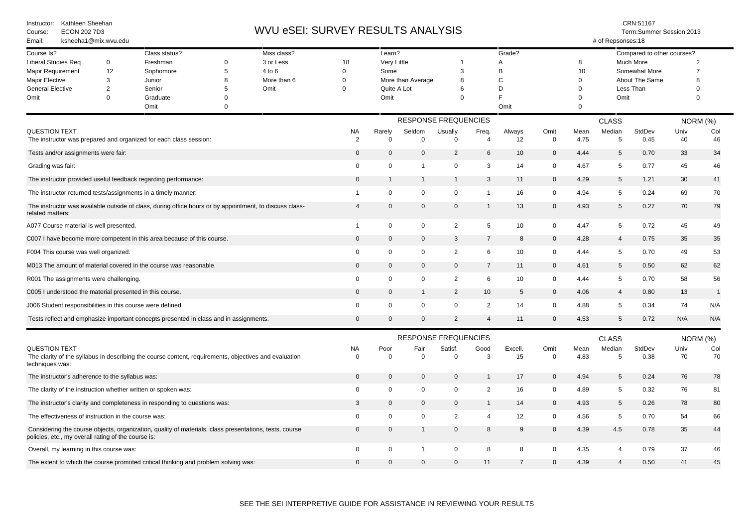Instructor: Kathleen Sheehan
Course: ECON 202 7D3
Email: ksheeha1@mix.wvu.edu

# WVU eSEI: SURVEY RESULTS ANALYSIS

CRN:51167
Term:Summer Session 2013
# of Repsonses:18

| Course Is? | | Class status? | | Miss class? | | Learn? | | Grade? | | Compared to other courses? | |
|---|---|---|---|---|---|---|---|---|---|---|---|
| Liberal Studies Req | 0 | Freshman | 0 | 3 or Less | 18 | Very Little | 1 | A | 8 | Much More | 2 |
| Major Requirement | 12 | Sophomore | 5 | 4 to 6 | 0 | Some | 3 | B | 10 | Somewhat More | 7 |
| Major Elective | 3 | Junior | 8 | More than 6 | 0 | More than Average | 8 | C | 0 | About The Same | 8 |
| General Elective | 2 | Senior | 5 | Omit | 0 | Quite A Lot | 6 | D | 0 | Less Than | 0 |
| Omit | 0 | Graduate | 0 | | | Omit | 0 | F | 0 | Omit | 0 |
| | | Omit | 0 | | | | | Omit | 0 | | |

| QUESTION TEXT | RESPONSE FREQUENCIES | | | | | | | CLASS | | | NORM (%) | |
|---|---|---|---|---|---|---|---|---|---|---|---|---|
| | NA | Rarely | Seldom | Usually | Freq. | Always | Omit | Mean | Median | StdDev | Univ | Col |
| The instructor was prepared and organized for each class session: | 2 | 0 | 0 | 0 | 4 | 12 | 0 | 4.75 | 5 | 0.45 | 40 | 46 |
| Tests and/or assignments were fair: | 0 | 0 | 0 | 2 | 6 | 10 | 0 | 4.44 | 5 | 0.70 | 33 | 34 |
| Grading was fair: | 0 | 0 | 1 | 0 | 3 | 14 | 0 | 4.67 | 5 | 0.77 | 45 | 46 |
| The instructor provided useful feedback regarding performance: | 0 | 1 | 1 | 1 | 3 | 11 | 0 | 4.29 | 5 | 1.21 | 30 | 41 |
| The instructor returned tests/assignments in a timely manner: | 1 | 0 | 0 | 0 | 1 | 16 | 0 | 4.94 | 5 | 0.24 | 69 | 70 |
| The instructor was available outside of class, during office hours or by appointment, to discuss class-related matters: | 4 | 0 | 0 | 0 | 1 | 13 | 0 | 4.93 | 5 | 0.27 | 70 | 79 |
| A077 Course material is well presented. | 1 | 0 | 0 | 2 | 5 | 10 | 0 | 4.47 | 5 | 0.72 | 45 | 49 |
| C007 I have become more competent in this area because of this course. | 0 | 0 | 0 | 3 | 7 | 8 | 0 | 4.28 | 4 | 0.75 | 35 | 35 |
| F004 This course was well organized. | 0 | 0 | 0 | 2 | 6 | 10 | 0 | 4.44 | 5 | 0.70 | 49 | 53 |
| M013 The amount of material covered in the course was reasonable. | 0 | 0 | 0 | 0 | 7 | 11 | 0 | 4.61 | 5 | 0.50 | 62 | 62 |
| R001 The assignments were challenging. | 0 | 0 | 0 | 2 | 6 | 10 | 0 | 4.44 | 5 | 0.70 | 58 | 56 |
| C005 I understood the material presented in this course. | 0 | 0 | 1 | 2 | 10 | 5 | 0 | 4.06 | 4 | 0.80 | 13 | 1 |
| J006 Student responsibilities in this course were defined. | 0 | 0 | 0 | 0 | 2 | 14 | 0 | 4.88 | 5 | 0.34 | 74 | N/A |
| Tests reflect and emphasize important concepts presented in class and in assignments. | 0 | 0 | 0 | 2 | 4 | 11 | 0 | 4.53 | 5 | 0.72 | N/A | N/A |

| QUESTION TEXT | RESPONSE FREQUENCIES | | | | | | | CLASS | | | NORM (%) | |
|---|---|---|---|---|---|---|---|---|---|---|---|---|
| | NA | Poor | Fair | Satisf. | Good | Excell. | Omit | Mean | Median | StdDev | Univ | Col |
| The clarity of the syllabus in describing the course content, requirements, objectives and evaluation techniques was: | 0 | 0 | 0 | 0 | 3 | 15 | 0 | 4.83 | 5 | 0.38 | 70 | 70 |
| The instructor's adherence to the syllabus was: | 0 | 0 | 0 | 0 | 1 | 17 | 0 | 4.94 | 5 | 0.24 | 76 | 78 |
| The clarity of the instruction whether written or spoken was: | 0 | 0 | 0 | 0 | 2 | 16 | 0 | 4.89 | 5 | 0.32 | 76 | 81 |
| The instructor's clarity and completeness in responding to questions was: | 3 | 0 | 0 | 0 | 1 | 14 | 0 | 4.93 | 5 | 0.26 | 78 | 80 |
| The effectiveness of instruction in the course was: | 0 | 0 | 0 | 2 | 4 | 12 | 0 | 4.56 | 5 | 0.70 | 54 | 66 |
| Considering the course objects, organization, quality of materials, class presentations, tests, course policies, etc., my overall rating of the course is: | 0 | 0 | 1 | 0 | 8 | 9 | 0 | 4.39 | 4.5 | 0.78 | 35 | 44 |
| Overall, my learning in this course was: | 0 | 0 | 1 | 0 | 8 | 8 | 0 | 4.35 | 4 | 0.79 | 37 | 46 |
| The extent to which the course promoted critical thinking and problem solving was: | 0 | 0 | 0 | 0 | 11 | 7 | 0 | 4.39 | 4 | 0.50 | 41 | 45 |

SEE THE SEI INTERPRETIVE GUIDE FOR ASSISTANCE IN REVIEWING YOUR RESULTS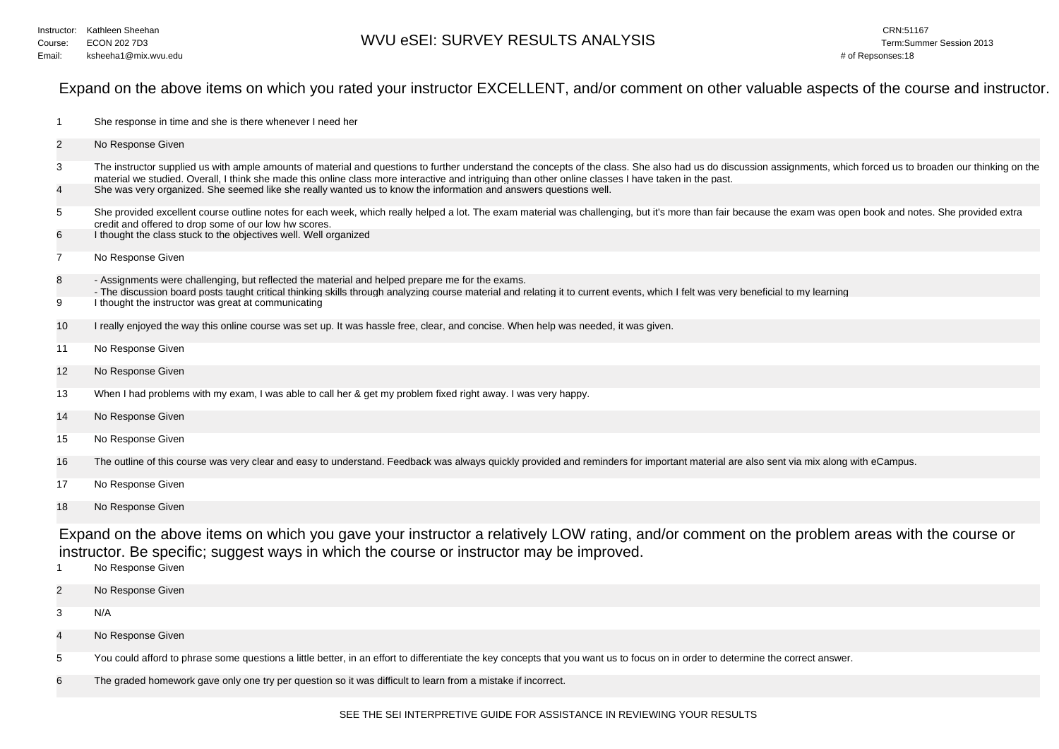Instructor: Kathleen Sheehan
Course: ECON 202 7D3
Email: ksheeha1@mix.wvu.edu

# WVU eSEI: SURVEY RESULTS ANALYSIS

CRN:51167
Term:Summer Session 2013
# of Repsonses:18

## Expand on the above items on which you rated your instructor EXCELLENT, and/or comment on other valuable aspects of the course and instructor.

1. She response in time and she is there whenever I need her
2. No Response Given
3. The instructor supplied us with ample amounts of material and questions to further understand the concepts of the class. She also had us do discussion assignments, which forced us to broaden our thinking on the material we studied. Overall, I think she made this online class more interactive and intriguing than other online classes I have taken in the past.
4. She was very organized. She seemed like she really wanted us to know the information and answers questions well.
5. She provided excellent course outline notes for each week, which really helped a lot. The exam material was challenging, but it's more than fair because the exam was open book and notes. She provided extra credit and offered to drop some of our low hw scores.
6. I thought the class stuck to the objectives well. Well organized
7. No Response Given
8. - Assignments were challenging, but reflected the material and helped prepare me for the exams.
   - The discussion board posts taught critical thinking skills through analyzing course material and relating it to current events, which I felt was very beneficial to my learning
9. I thought the instructor was great at communicating
10. I really enjoyed the way this online course was set up. It was hassle free, clear, and concise. When help was needed, it was given.
11. No Response Given
12. No Response Given
13. When I had problems with my exam, I was able to call her & get my problem fixed right away. I was very happy.
14. No Response Given
15. No Response Given
16. The outline of this course was very clear and easy to understand. Feedback was always quickly provided and reminders for important material are also sent via mix along with eCampus.
17. No Response Given
18. No Response Given

## Expand on the above items on which you gave your instructor a relatively LOW rating, and/or comment on the problem areas with the course or instructor. Be specific; suggest ways in which the course or instructor may be improved.

1. No Response Given
2. No Response Given
3. N/A
4. No Response Given
5. You could afford to phrase some questions a little better, in an effort to differentiate the key concepts that you want us to focus on in order to determine the correct answer.
6. The graded homework gave only one try per question so it was difficult to learn from a mistake if incorrect.

SEE THE SEI INTERPRETIVE GUIDE FOR ASSISTANCE IN REVIEWING YOUR RESULTS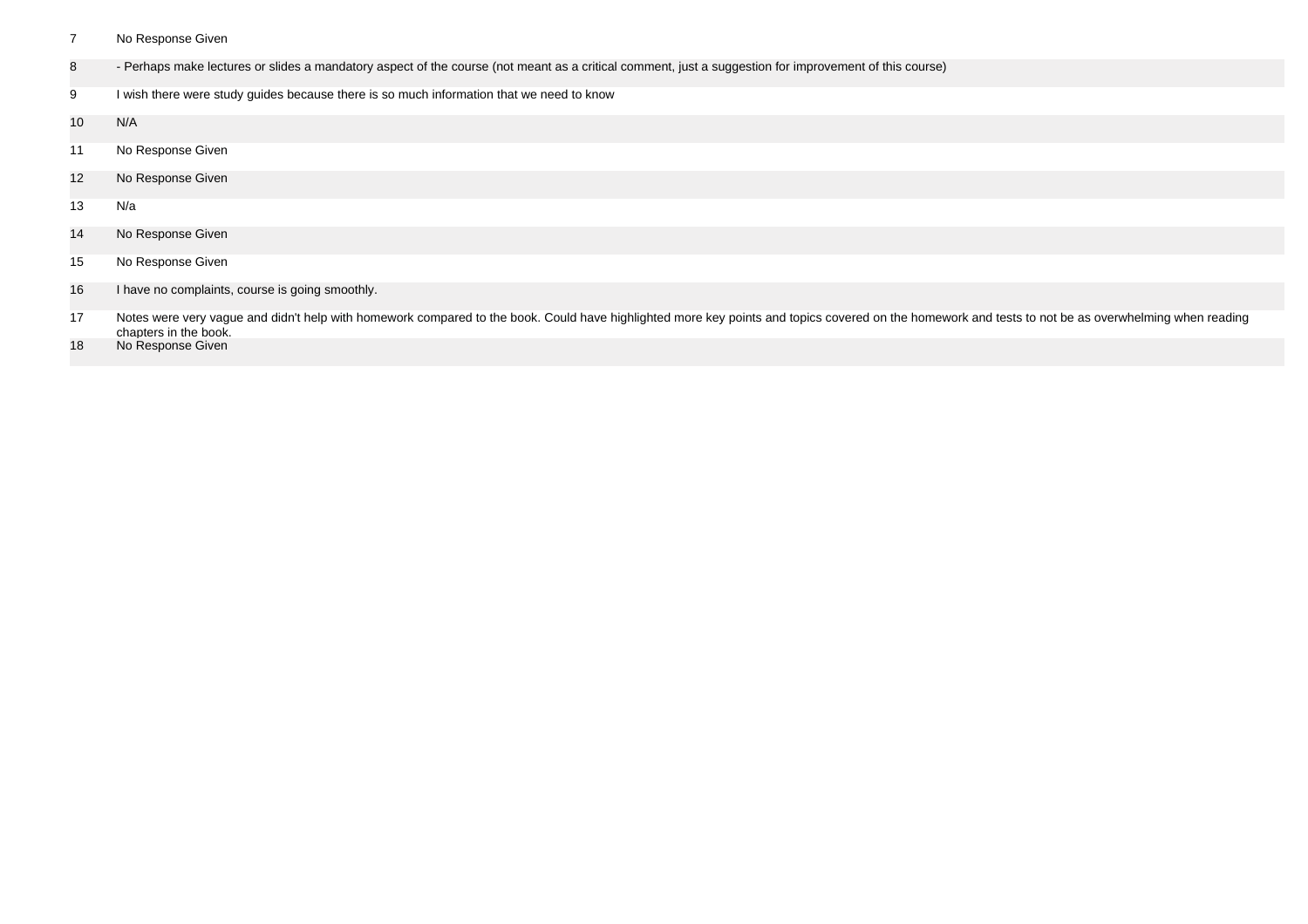| | |
|---|---|
| 7 | No Response Given |
| 8 | - Perhaps make lectures or slides a mandatory aspect of the course (not meant as a critical comment, just a suggestion for improvement of this course) |
| 9 | I wish there were study guides because there is so much information that we need to know |
| 10 | N/A |
| 11 | No Response Given |
| 12 | No Response Given |
| 13 | N/a |
| 14 | No Response Given |
| 15 | No Response Given |
| 16 | I have no complaints, course is going smoothly. |
| 17 | Notes were very vague and didn't help with homework compared to the book. Could have highlighted more key points and topics covered on the homework and tests to not be as overwhelming when reading chapters in the book. |
| 18 | No Response Given |